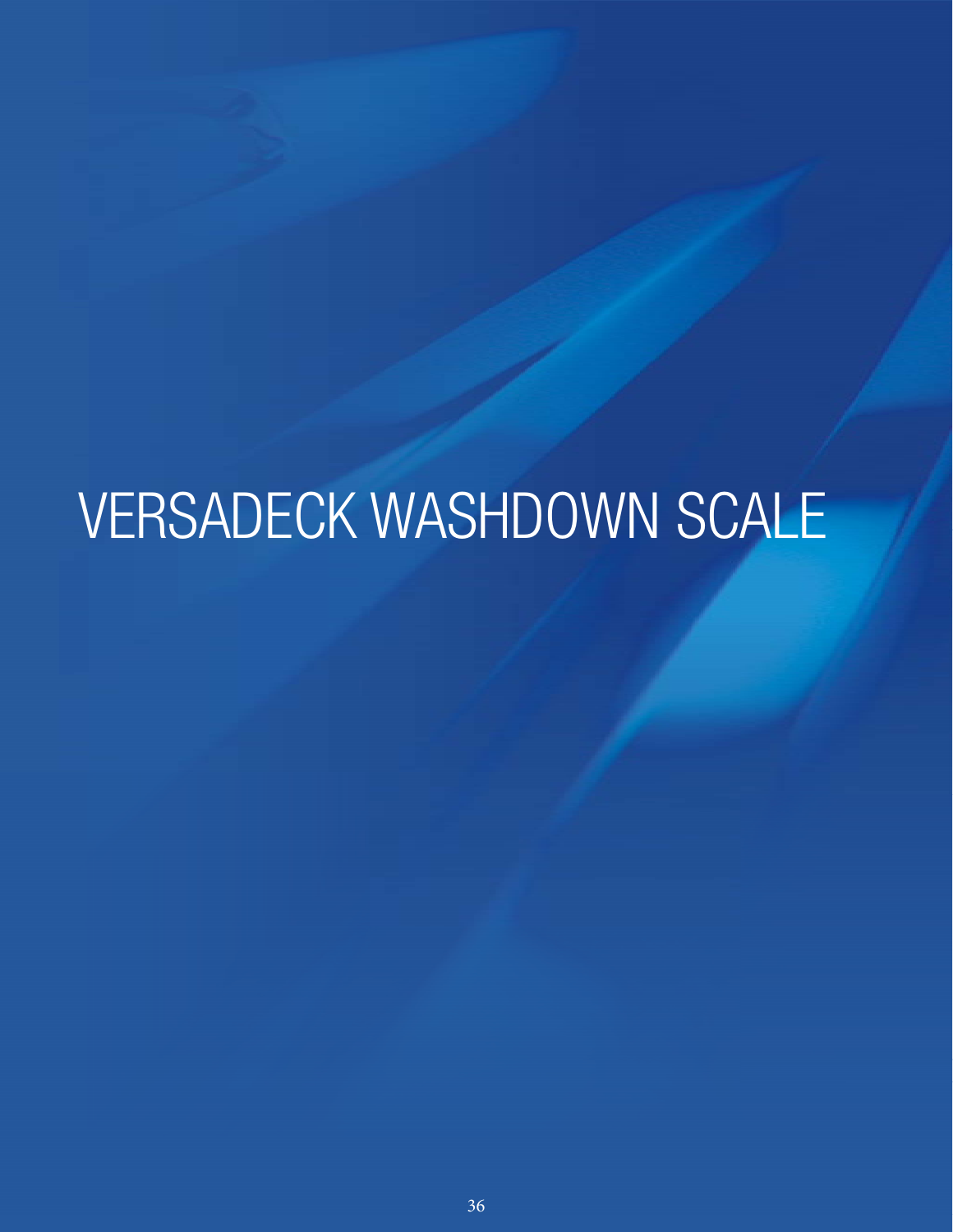# VERSADECK WASHDOWN SCALE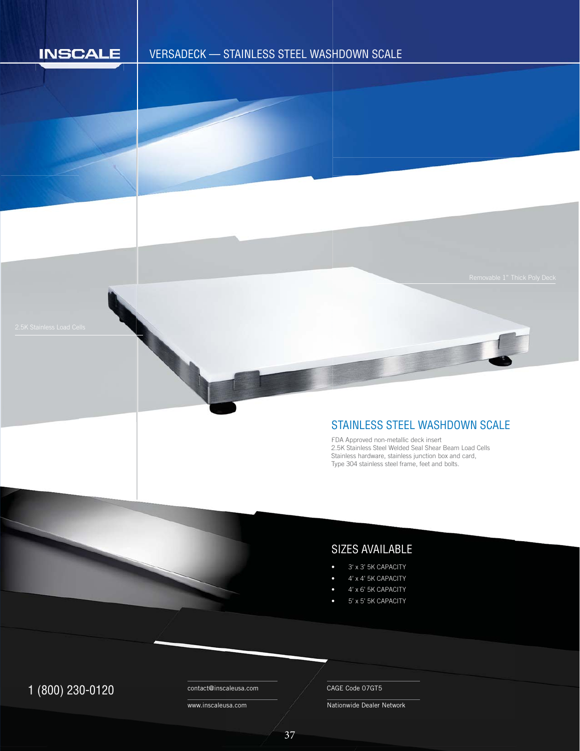INSCALE

# VERSADECK — STAINLESS STEEL WASHDOWN SCALE

Removable 1" Thick Poly Deck

2.5K Stainless Load Cells

## STAINLESS STEEL WASHDOWN SCALE

FDA Approved non-metallic deck insert
2.5K Stainless Steel Welded Seal Shear Beam Load Cells
Stainless hardware, stainless junction box and card,
Type 304 stainless steel frame, feet and bolts.

## SIZES AVAILABLE

- 3' x 3' 5K CAPACITY
- 4' x 4' 5K CAPACITY
- 4' x 6' 5K CAPACITY
- 5' x 5' 5K CAPACITY

1 (800) 230-0120

contact@inscaleusa.com

www.inscaleusa.com

CAGE Code 07GT5

Nationwide Dealer Network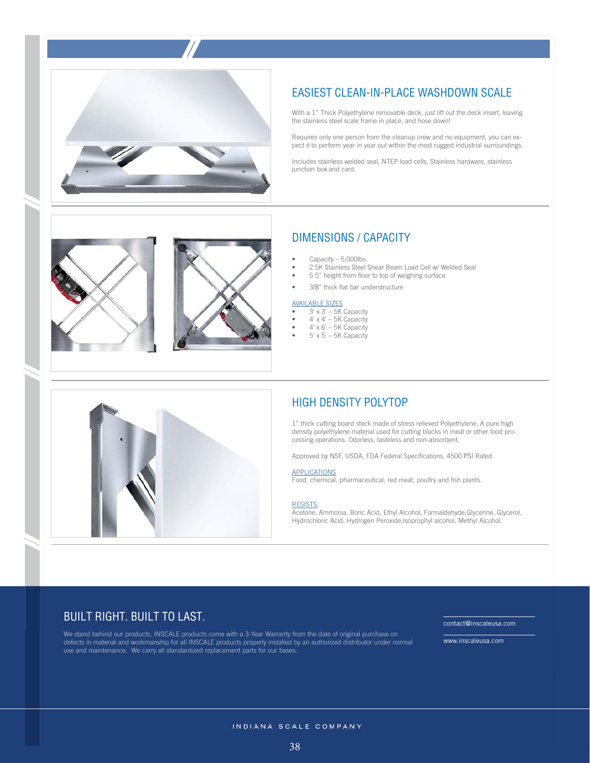## EASIEST CLEAN-IN-PLACE WASHDOWN SCALE

With a 1" Thick Polyethylene removable deck, just lift out the deck insert, leaving the stainless steel scale frame in place, and hose down!

Requires only one person from the cleanup crew and no equipment, you can expect it to perform year in year out within the most rugged industrial surroundings.

Includes stainless welded seal, NTEP load cells, Stainless hardware, stainless junction box and card.

## DIMENSIONS / CAPACITY

- Capacity – 5,000lbs
- 2.5K Stainless Steel Shear Beam Load Cell w/ Welded Seal
- 5.5" height from floor to top of weighing surface
- 3/8" thick flat bar understructure

AVAILABLE SIZES

- 3' x 3' – 5K Capacity
- 4' x 4' – 5K Capacity
- 4' x 6' – 5K Capacity
- 5' x 5' – 5K Capacity

## HIGH DENSITY POLYTOP

1" thick cutting board stock made of stress relieved Polyethylene. A pure high density polyethylene material used for cutting blocks in meat or other food processing operations. Odorless, tasteless and non-absorbent.

Approved by NSF, USDA, FDA Federal Specifications, 4500 PSI Rated.

APPLICATIONS

Food, chemical, pharmaceutical, red meat, poultry and fish plants.

RESISTS

Acetone, Ammonia, Boric Acid, Ethyl Alcohol, Formaldehyde,Glycerine, Glycerol, Hydrochloric Acid, Hydrogen Peroxide,Isoprophyl alcohol, Methyl Alcohol.

## BUILT RIGHT. BUILT TO LAST.

We stand behind our products. INSCALE products come with a 3-Year Warranty from the date of original purchase on defects in material and workmanship for all INSCALE products properly installed by an authorized distributor under normal use and maintenance. We carry all standardized replacement parts for our bases.

contact@inscaleusa.com

www.inscaleusa.com

INDIANA SCALE COMPANY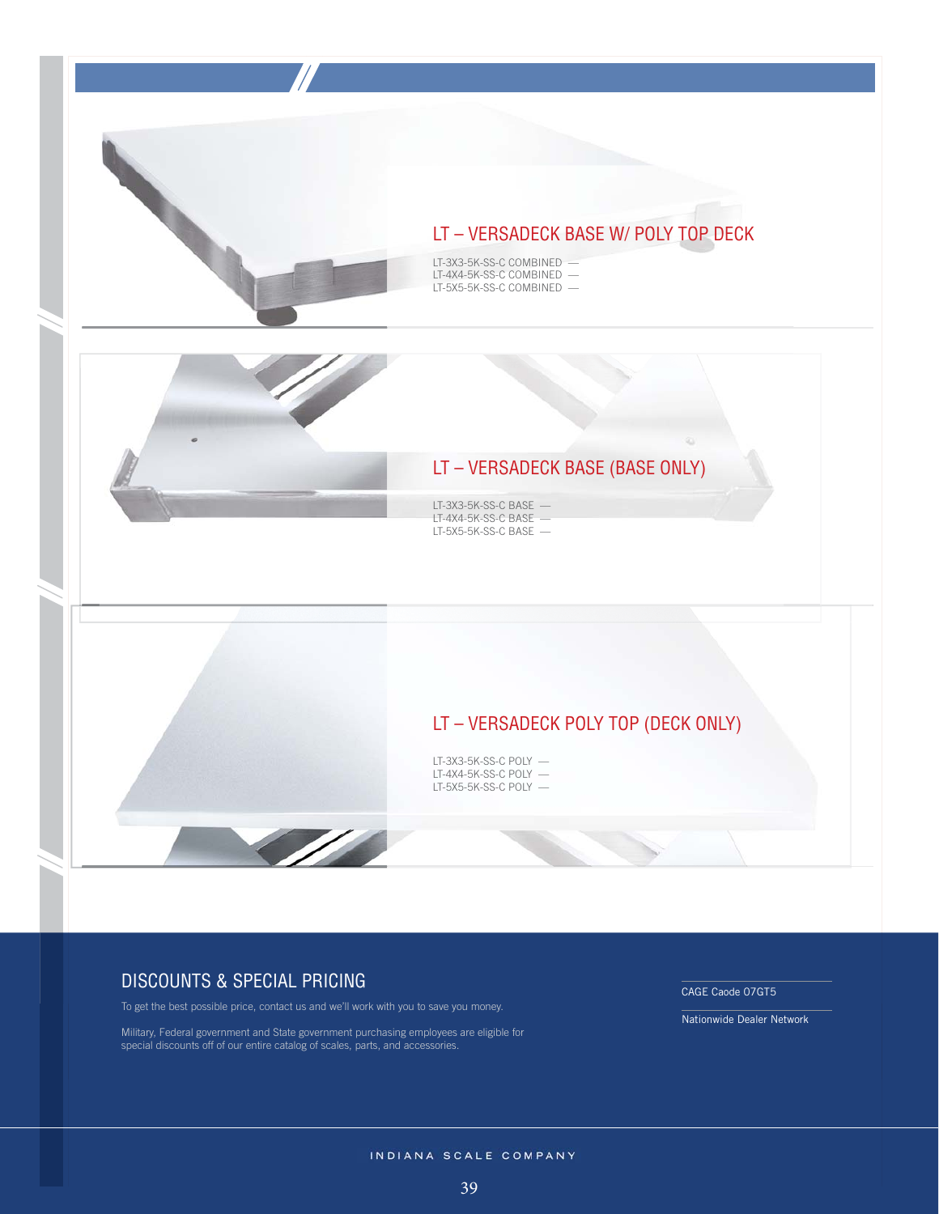## LT – VERSADECK BASE W/ POLY TOP DECK

LT-3X3-5K-SS-C COMBINED —
LT-4X4-5K-SS-C COMBINED —
LT-5X5-5K-SS-C COMBINED —

## LT – VERSADECK BASE (BASE ONLY)

LT-3X3-5K-SS-C BASE —
LT-4X4-5K-SS-C BASE —
LT-5X5-5K-SS-C BASE —

## LT – VERSADECK POLY TOP (DECK ONLY)

LT-3X3-5K-SS-C POLY —
LT-4X4-5K-SS-C POLY —
LT-5X5-5K-SS-C POLY —

## DISCOUNTS & SPECIAL PRICING

To get the best possible price, contact us and we'll work with you to save you money.

Military, Federal government and State government purchasing employees are eligible for special discounts off of our entire catalog of scales, parts, and accessories.

CAGE Caode 07GT5

Nationwide Dealer Network

INDIANA SCALE COMPANY